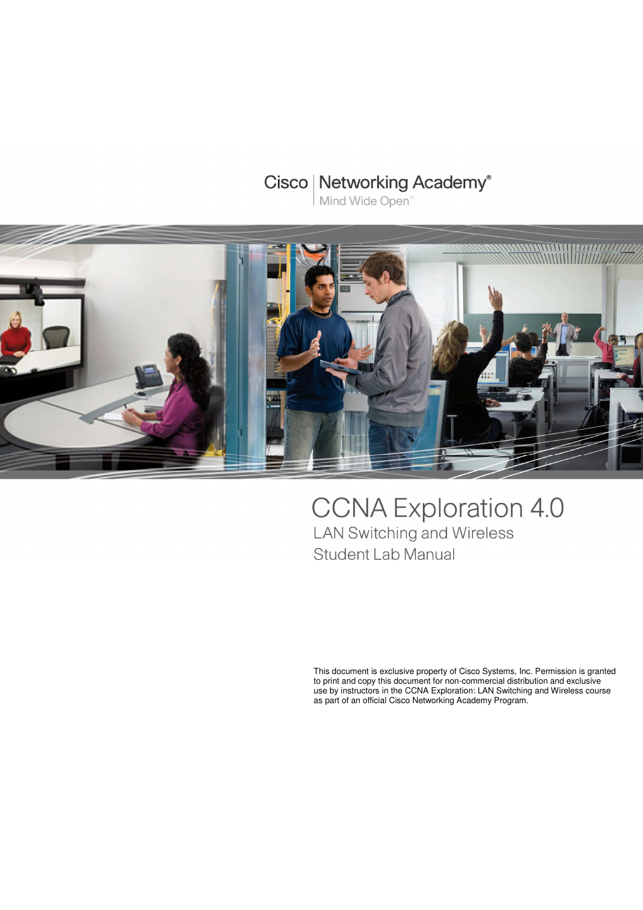Cisco | Networking Academy®

Mind Wide Open™

# CCNA Exploration 4.0

## LAN Switching and Wireless

## Student Lab Manual

This document is exclusive property of Cisco Systems, Inc. Permission is granted to print and copy this document for non-commercial distribution and exclusive use by instructors in the CCNA Exploration: LAN Switching and Wireless course as part of an official Cisco Networking Academy Program.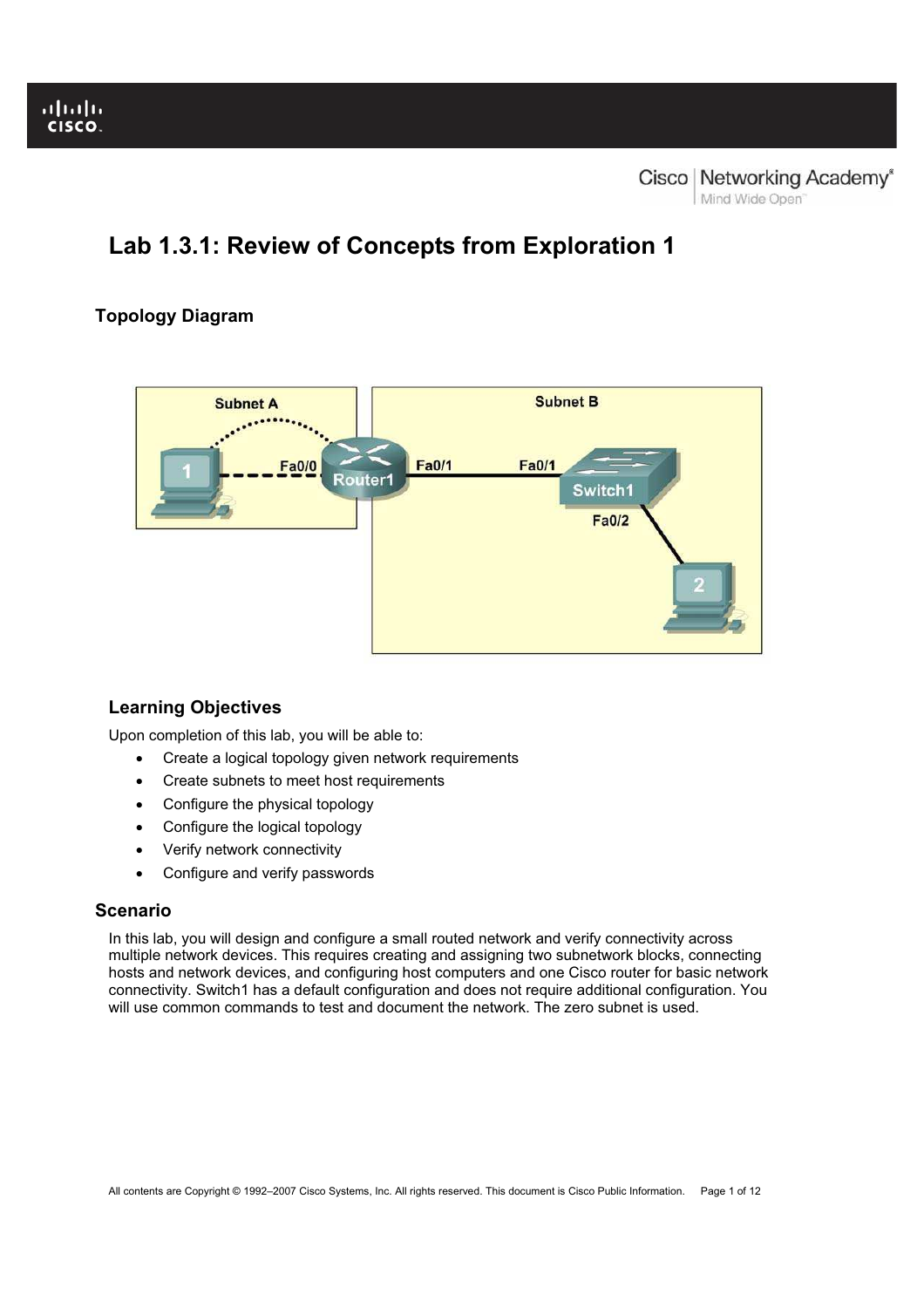# Lab 1.3.1: Review of Concepts from Exploration 1

## Topology Diagram

### Learning Objectives

Upon completion of this lab, you will be able to:

- Create a logical topology given network requirements
- Create subnets to meet host requirements
- Configure the physical topology
- Configure the logical topology
- Verify network connectivity
- Configure and verify passwords

## Scenario

In this lab, you will design and configure a small routed network and verify connectivity across multiple network devices. This requires creating and assigning two subnetwork blocks, connecting hosts and network devices, and configuring host computers and one Cisco router for basic network connectivity. Switch1 has a default configuration and does not require additional configuration. You will use common commands to test and document the network. The zero subnet is used.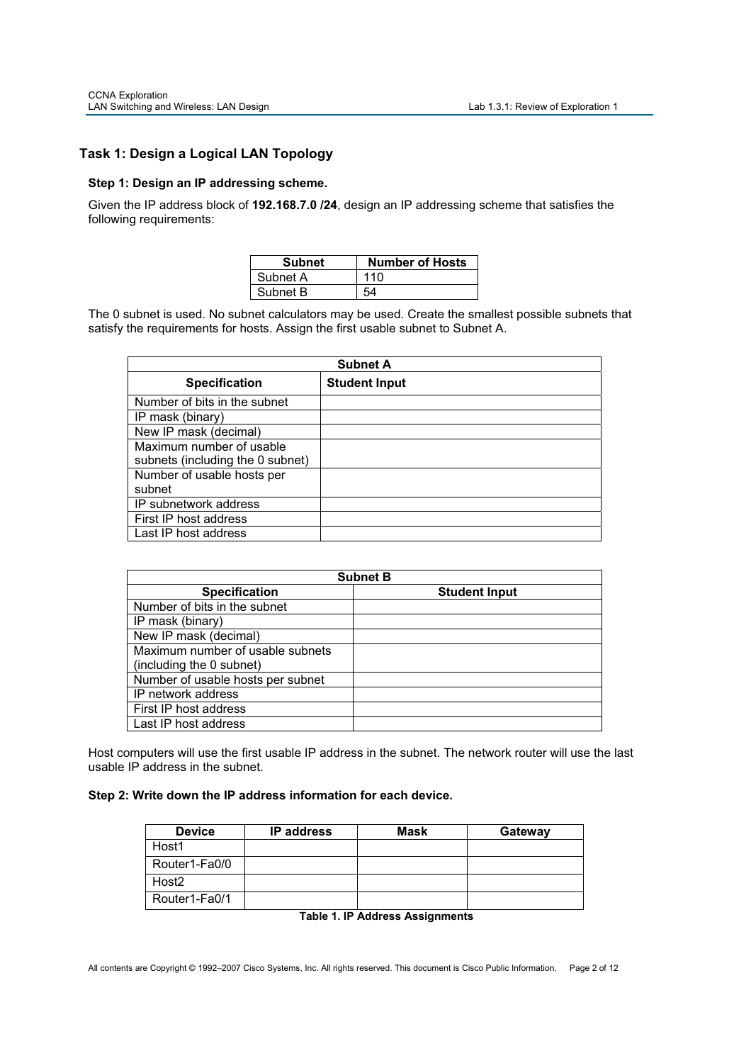## Task 1: Design a Logical LAN Topology

### Step 1: Design an IP addressing scheme.

Given the IP address block of **192.168.7.0 /24**, design an IP addressing scheme that satisfies the following requirements:

| Subnet | Number of Hosts |
|---|---|
| Subnet A | 110 |
| Subnet B | 54 |

The 0 subnet is used. No subnet calculators may be used. Create the smallest possible subnets that satisfy the requirements for hosts. Assign the first usable subnet to Subnet A.

| Subnet A | |
|---|---|
| **Specification** | **Student Input** |
| Number of bits in the subnet | |
| IP mask (binary) | |
| New IP mask (decimal) | |
| Maximum number of usable subnets (including the 0 subnet) | |
| Number of usable hosts per subnet | |
| IP subnetwork address | |
| First IP host address | |
| Last IP host address | |

| Subnet B | |
|---|---|
| **Specification** | **Student Input** |
| Number of bits in the subnet | |
| IP mask (binary) | |
| New IP mask (decimal) | |
| Maximum number of usable subnets (including the 0 subnet) | |
| Number of usable hosts per subnet | |
| IP network address | |
| First IP host address | |
| Last IP host address | |

Host computers will use the first usable IP address in the subnet. The network router will use the last usable IP address in the subnet.

### Step 2: Write down the IP address information for each device.

| Device | IP address | Mask | Gateway |
|---|---|---|---|
| Host1 | | | |
| Router1-Fa0/0 | | | |
| Host2 | | | |
| Router1-Fa0/1 | | | |

**Table 1. IP Address Assignments**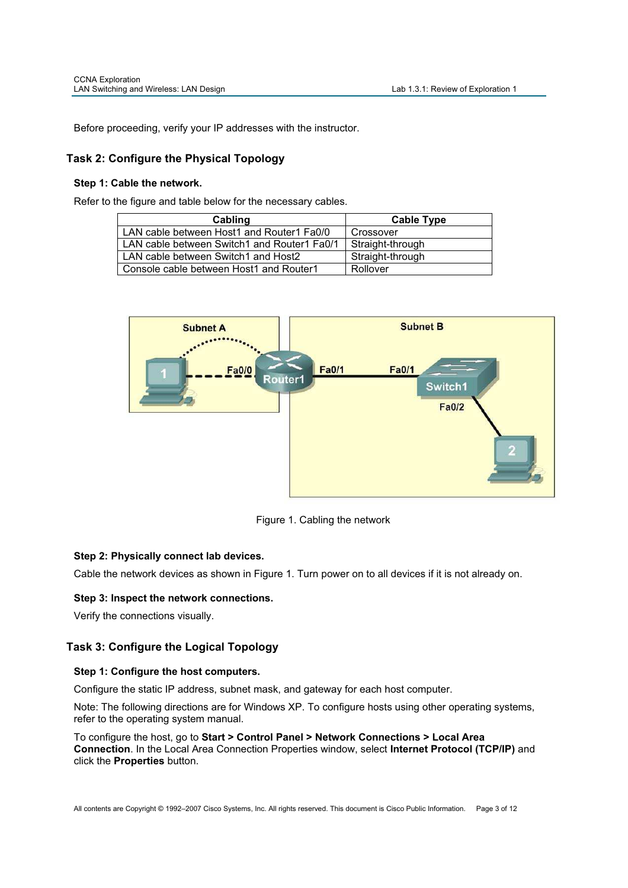Before proceeding, verify your IP addresses with the instructor.

## Task 2: Configure the Physical Topology

### Step 1: Cable the network.

Refer to the figure and table below for the necessary cables.

| Cabling | Cable Type |
| --- | --- |
| LAN cable between Host1 and Router1 Fa0/0 | Crossover |
| LAN cable between Switch1 and Router1 Fa0/1 | Straight-through |
| LAN cable between Switch1 and Host2 | Straight-through |
| Console cable between Host1 and Router1 | Rollover |

Figure 1. Cabling the network

### Step 2: Physically connect lab devices.

Cable the network devices as shown in Figure 1. Turn power on to all devices if it is not already on.

### Step 3: Inspect the network connections.

Verify the connections visually.

## Task 3: Configure the Logical Topology

### Step 1: Configure the host computers.

Configure the static IP address, subnet mask, and gateway for each host computer.

Note: The following directions are for Windows XP. To configure hosts using other operating systems, refer to the operating system manual.

To configure the host, go to **Start > Control Panel > Network Connections > Local Area Connection**. In the Local Area Connection Properties window, select **Internet Protocol (TCP/IP)** and click the **Properties** button.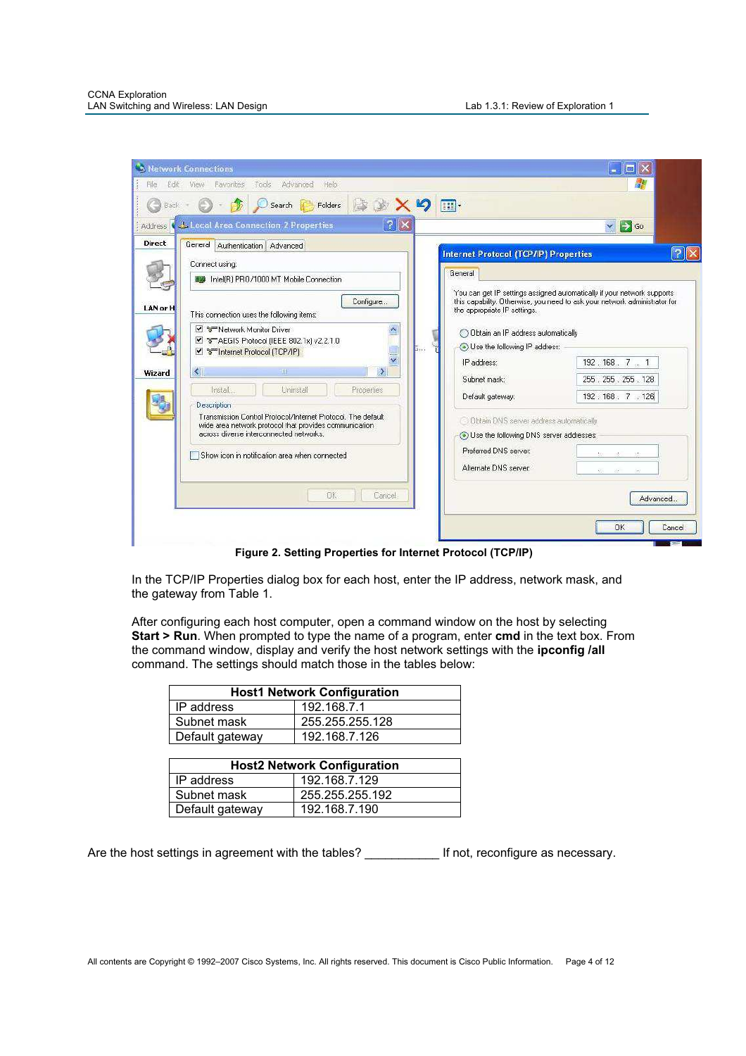**Figure 2. Setting Properties for Internet Protocol (TCP/IP)**

In the TCP/IP Properties dialog box for each host, enter the IP address, network mask, and the gateway from Table 1.

After configuring each host computer, open a command window on the host by selecting **Start > Run**. When prompted to type the name of a program, enter **cmd** in the text box. From the command window, display and verify the host network settings with the **ipconfig /all** command. The settings should match those in the tables below:

| Host1 Network Configuration | |
|---|---|
| IP address | 192.168.7.1 |
| Subnet mask | 255.255.255.128 |
| Default gateway | 192.168.7.126 |

| Host2 Network Configuration | |
|---|---|
| IP address | 192.168.7.129 |
| Subnet mask | 255.255.255.192 |
| Default gateway | 192.168.7.190 |

Are the host settings in agreement with the tables? ___________ If not, reconfigure as necessary.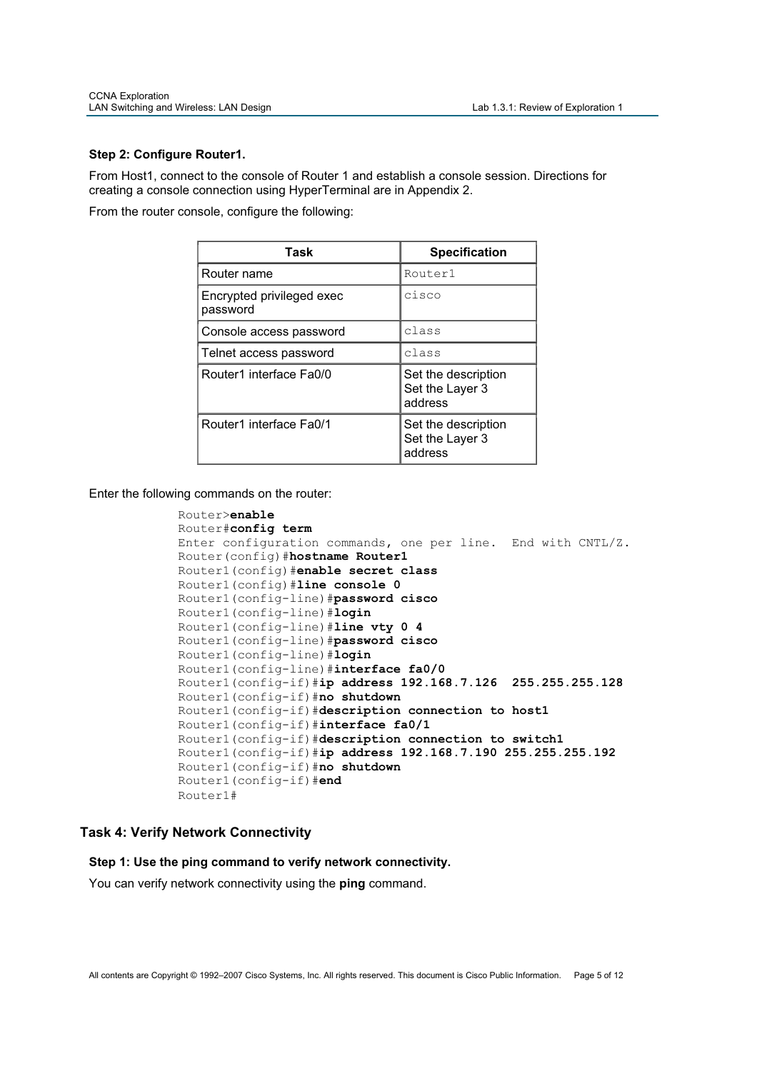### Step 2: Configure Router1.

From Host1, connect to the console of Router 1 and establish a console session. Directions for creating a console connection using HyperTerminal are in Appendix 2.

From the router console, configure the following:

| Task | Specification |
|---|---|
| Router name | Router1 |
| Encrypted privileged exec password | cisco |
| Console access password | class |
| Telnet access password | class |
| Router1 interface Fa0/0 | Set the description<br>Set the Layer 3 address |
| Router1 interface Fa0/1 | Set the description<br>Set the Layer 3 address |

Enter the following commands on the router:

```
Router>enable
Router#config term
Enter configuration commands, one per line.  End with CNTL/Z.
Router(config)#hostname Router1
Router1(config)#enable secret class
Router1(config)#line console 0
Router1(config-line)#password cisco
Router1(config-line)#login
Router1(config-line)#line vty 0 4
Router1(config-line)#password cisco
Router1(config-line)#login
Router1(config-line)#interface fa0/0
Router1(config-if)#ip address 192.168.7.126  255.255.255.128
Router1(config-if)#no shutdown
Router1(config-if)#description connection to host1
Router1(config-if)#interface fa0/1
Router1(config-if)#description connection to switch1
Router1(config-if)#ip address 192.168.7.190 255.255.255.192
Router1(config-if)#no shutdown
Router1(config-if)#end
Router1#
```

## Task 4: Verify Network Connectivity

### Step 1: Use the ping command to verify network connectivity.

You can verify network connectivity using the **ping** command.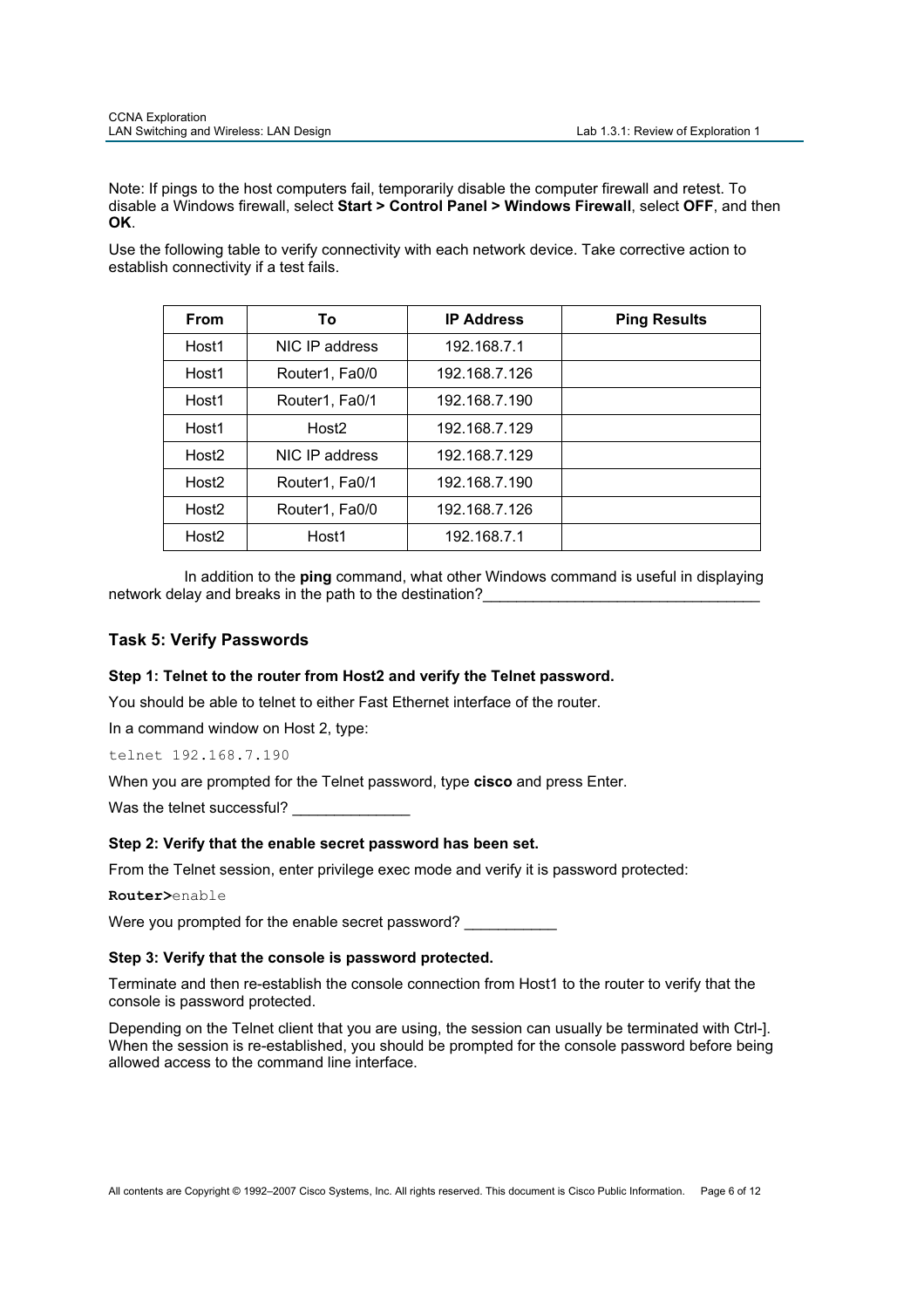Note: If pings to the host computers fail, temporarily disable the computer firewall and retest. To disable a Windows firewall, select **Start > Control Panel > Windows Firewall**, select **OFF**, and then **OK**.

Use the following table to verify connectivity with each network device. Take corrective action to establish connectivity if a test fails.

| From | To | IP Address | Ping Results |
|---|---|---|---|
| Host1 | NIC IP address | 192.168.7.1 | |
| Host1 | Router1, Fa0/0 | 192.168.7.126 | |
| Host1 | Router1, Fa0/1 | 192.168.7.190 | |
| Host1 | Host2 | 192.168.7.129 | |
| Host2 | NIC IP address | 192.168.7.129 | |
| Host2 | Router1, Fa0/1 | 192.168.7.190 | |
| Host2 | Router1, Fa0/0 | 192.168.7.126 | |
| Host2 | Host1 | 192.168.7.1 | |

In addition to the **ping** command, what other Windows command is useful in displaying network delay and breaks in the path to the destination?________________________________

## Task 5: Verify Passwords

### Step 1: Telnet to the router from Host2 and verify the Telnet password.

You should be able to telnet to either Fast Ethernet interface of the router.

In a command window on Host 2, type:

```
telnet 192.168.7.190
```

When you are prompted for the Telnet password, type **cisco** and press Enter.

Was the telnet successful? _____________

### Step 2: Verify that the enable secret password has been set.

From the Telnet session, enter privilege exec mode and verify it is password protected:

```
Router>enable
```

Were you prompted for the enable secret password? __________

### Step 3: Verify that the console is password protected.

Terminate and then re-establish the console connection from Host1 to the router to verify that the console is password protected.

Depending on the Telnet client that you are using, the session can usually be terminated with Ctrl-]. When the session is re-established, you should be prompted for the console password before being allowed access to the command line interface.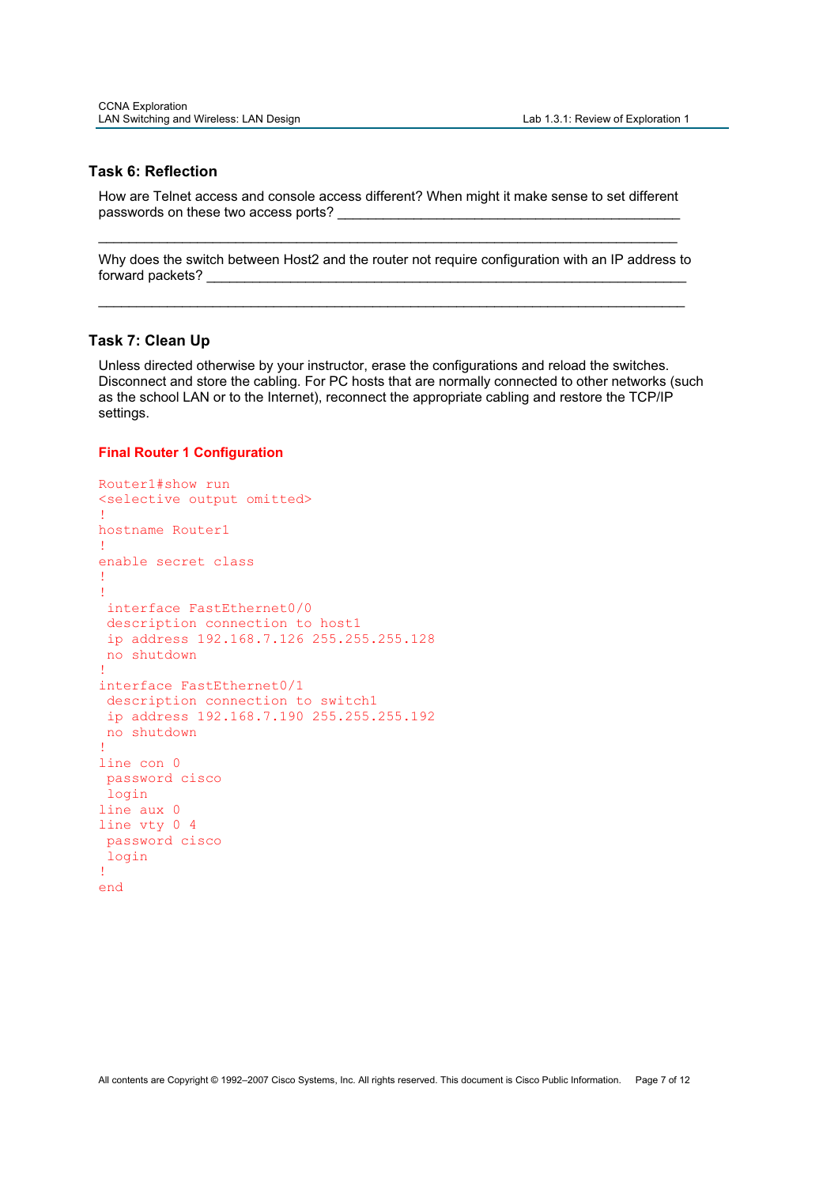## Task 6: Reflection

How are Telnet access and console access different? When might it make sense to set different passwords on these two access ports? ______________________________________________

______________________________________________________________________________

Why does the switch between Host2 and the router not require configuration with an IP address to forward packets? ______________________________________________________________

______________________________________________________________________________

## Task 7: Clean Up

Unless directed otherwise by your instructor, erase the configurations and reload the switches. Disconnect and store the cabling. For PC hosts that are normally connected to other networks (such as the school LAN or to the Internet), reconnect the appropriate cabling and restore the TCP/IP settings.

**Final Router 1 Configuration**

```
Router1#show run
<selective output omitted>
!
hostname Router1
!
enable secret class
!
!
 interface FastEthernet0/0
 description connection to host1
 ip address 192.168.7.126 255.255.255.128
 no shutdown
!
interface FastEthernet0/1
 description connection to switch1
 ip address 192.168.7.190 255.255.255.192
 no shutdown
!
line con 0
 password cisco
 login
line aux 0
line vty 0 4
 password cisco
 login
!
end
```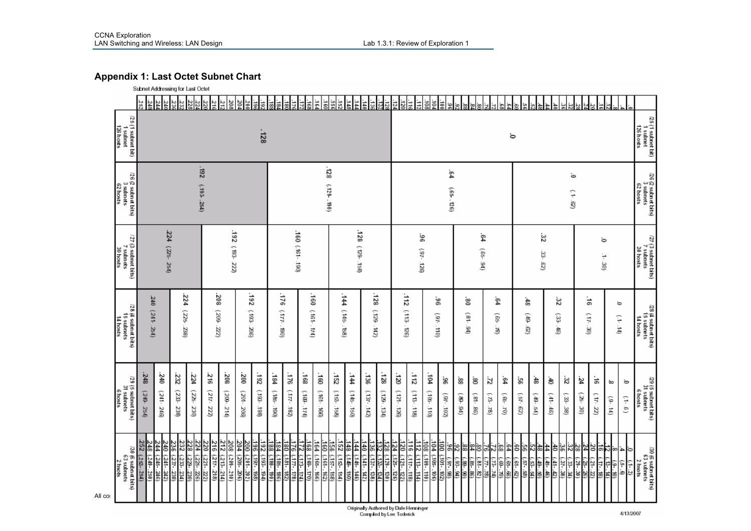## Appendix 1: Last Octet Subnet Chart

Subnet Addressing for Last Octet

| Last Octet | /25 (1 subnet bit) 1 subnet 126 hosts | /26 (2 subnet bits) 3 subnets 62 hosts | /27 (3 subnet bits) 7 subnets 30 hosts | /28 (4 subnet bits) 15 subnets 14 hosts | /29 (5 subnet bits) 31 subnets 6 hosts | /30 (6 subnet bits) 63 subnets 2 hosts |
|---|---|---|---|---|---|---|
| 0 | .0 | .0 (1-62) | .0 (1-30) | .0 (1-14) | .0 (1-6) | 0 (1-2) |
| 4 | | | | | | 4 (5-6) |
| 8 | | | | | .8 (9-14) | 8 (9-10) |
| 12 | | | | | | 12 (13-14) |
| 16 | | | | .16 (17-30) | .16 (17-22) | 16 (17-18) |
| 20 | | | | | | 20 (21-22) |
| 24 | | | | | .24 (25-30) | 24 (25-26) |
| 28 | | | | | | 28 (29-30) |
| 32 | | | .32 (33-62) | .32 (33-46) | .32 (33-38) | 32 (33-34) |
| 36 | | | | | | 36 (37-38) |
| 40 | | | | | .40 (41-46) | 40 (41-42) |
| 44 | | | | | | 44 (45-46) |
| 48 | | | | .48 (49-62) | .48 (49-54) | 48 (49-50) |
| 52 | | | | | | 52 (53-54) |
| 56 | | | | | .56 (57-62) | 56 (57-58) |
| 60 | | | | | | 60 (61-62) |
| 64 | | .64 (65-126) | .64 (65-94) | .64 (65-78) | .64 (65-70) | 64 (65-66) |
| 68 | | | | | | 68 (69-70) |
| 72 | | | | | .72 (73-78) | 72 (73-74) |
| 76 | | | | | | 76 (77-78) |
| 80 | | | | .80 (81-94) | .80 (81-86) | 80 (81-82) |
| 84 | | | | | | 84 (85-86) |
| 88 | | | | | .88 (89-94) | 88 (89-90) |
| 92 | | | | | | 92 (93-94) |
| 96 | | | .96 (97-126) | .96 (97-110) | .96 (97-102) | 96 (97-98) |
| 100 | | | | | | 100 (101-102) |
| 104 | | | | | .104 (105-110) | 104 (105-106) |
| 108 | | | | | | 108 (109-110) |
| 112 | | | | .112 (113-126) | .112 (113-118) | 112 (113-114) |
| 116 | | | | | | 116 (117-118) |
| 120 | | | | | .120 (121-126) | 120 (121-122) |
| 124 | | | | | | 124 (125-126) |
| 128 | .128 | .128 (129-190) | .128 (129-158) | .128 (129-142) | .128 (129-134) | 128 (129-130) |
| 132 | | | | | | 132 (133-134) |
| 136 | | | | | .136 (137-142) | 136 (137-138) |
| 140 | | | | | | 140 (141-142) |
| 144 | | | | .144 (145-158) | .144 (145-150) | 144 (145-146) |
| 148 | | | | | | 148 (149-150) |
| 152 | | | | | .152 (153-158) | 152 (153-154) |
| 156 | | | | | | 156 (157-158) |
| 160 | | | .160 (161-190) | .160 (161-174) | .160 (161-166) | 160 (161-162) |
| 164 | | | | | | 164 (165-166) |
| 168 | | | | | .168 (169-174) | 168 (169-170) |
| 172 | | | | | | 172 (173-174) |
| 176 | | | | .176 (177-190) | .176 (177-182) | 176 (177-178) |
| 180 | | | | | | 180 (181-182) |
| 184 | | | | | .184 (185-190) | 184 (185-186) |
| 188 | | | | | | 188 (189-190) |
| 192 | | .192 (193-254) | .192 (193-222) | .192 (193-206) | .192 (193-198) | 192 (193-194) |
| 196 | | | | | | 196 (197-198) |
| 200 | | | | | .200 (201-206) | 200 (201-202) |
| 204 | | | | | | 204 (205-206) |
| 208 | | | | .208 (209-222) | .208 (209-214) | 208 (209-210) |
| 212 | | | | | | 212 (213-214) |
| 216 | | | | | .216 (217-222) | 216 (217-218) |
| 220 | | | | | | 220 (221-222) |
| 224 | | | .224 (225-254) | .224 (225-238) | .224 (225-230) | 224 (225-226) |
| 228 | | | | | | 228 (229-230) |
| 232 | | | | | .232 (233-238) | 232 (233-234) |
| 236 | | | | | | 236 (237-238) |
| 240 | | | | .240 (241-254) | .240 (241-246) | 240 (241-242) |
| 244 | | | | | | 244 (245-246) |
| 248 | | | | | .248 (249-254) | 248 (249-250) |
| 252 | | | | | | 252 (253-254) |

Originally Authored by Dale Henninger
Compiled by Lee Toderick

4/13/2007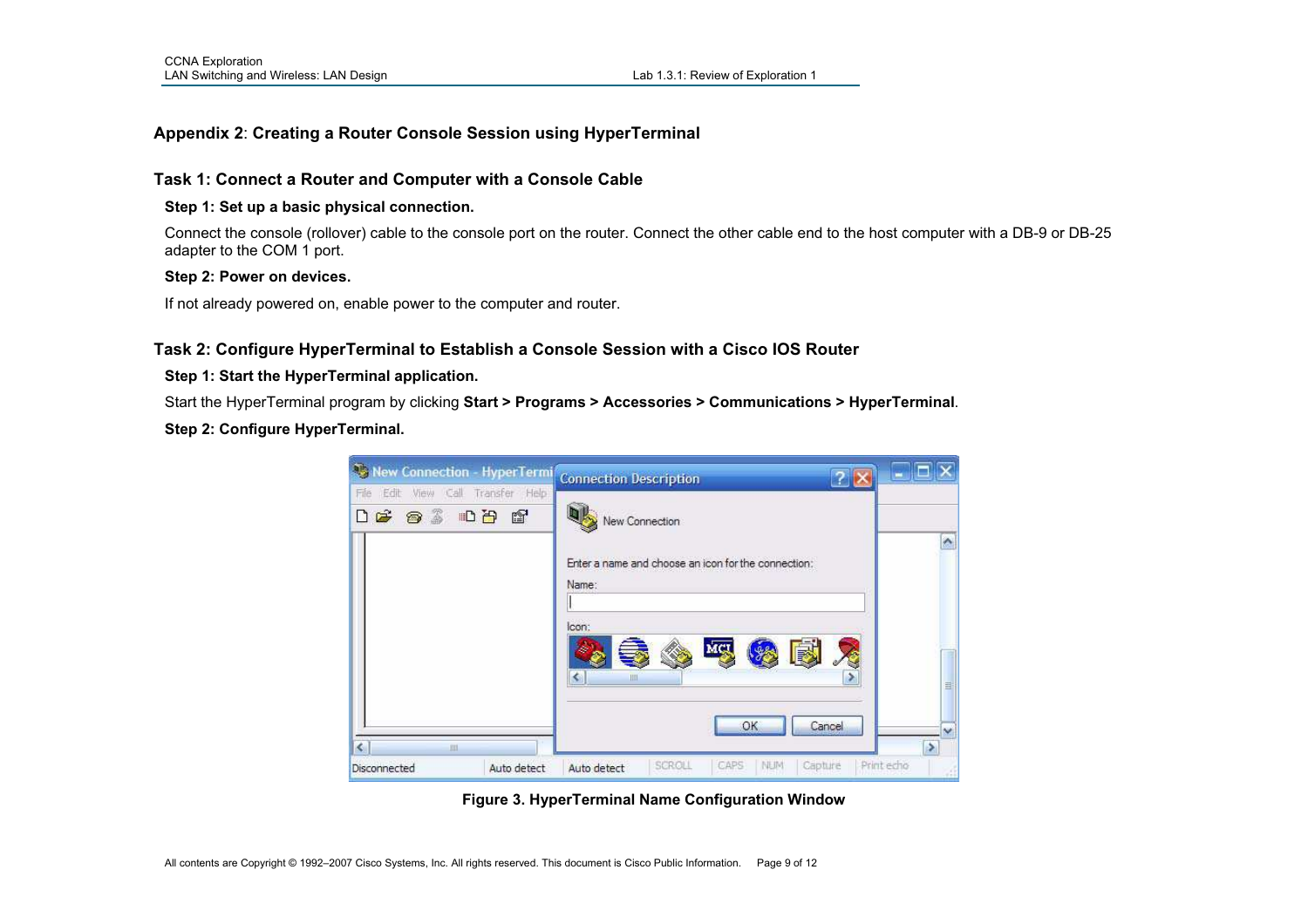## Appendix 2: Creating a Router Console Session using HyperTerminal

### Task 1: Connect a Router and Computer with a Console Cable

**Step 1: Set up a basic physical connection.**

Connect the console (rollover) cable to the console port on the router. Connect the other cable end to the host computer with a DB-9 or DB-25 adapter to the COM 1 port.

**Step 2: Power on devices.**

If not already powered on, enable power to the computer and router.

### Task 2: Configure HyperTerminal to Establish a Console Session with a Cisco IOS Router

**Step 1: Start the HyperTerminal application.**

Start the HyperTerminal program by clicking **Start > Programs > Accessories > Communications > HyperTerminal**.

**Step 2: Configure HyperTerminal.**

**Figure 3. HyperTerminal Name Configuration Window**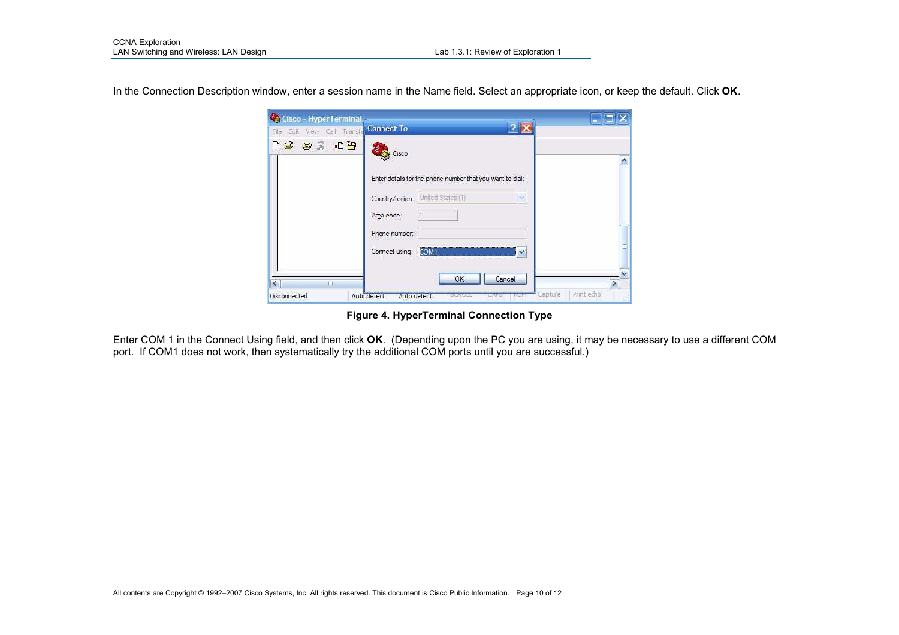In the Connection Description window, enter a session name in the Name field. Select an appropriate icon, or keep the default. Click **OK**.

**Figure 4. HyperTerminal Connection Type**

Enter COM 1 in the Connect Using field, and then click **OK**. (Depending upon the PC you are using, it may be necessary to use a different COM port. If COM1 does not work, then systematically try the additional COM ports until you are successful.)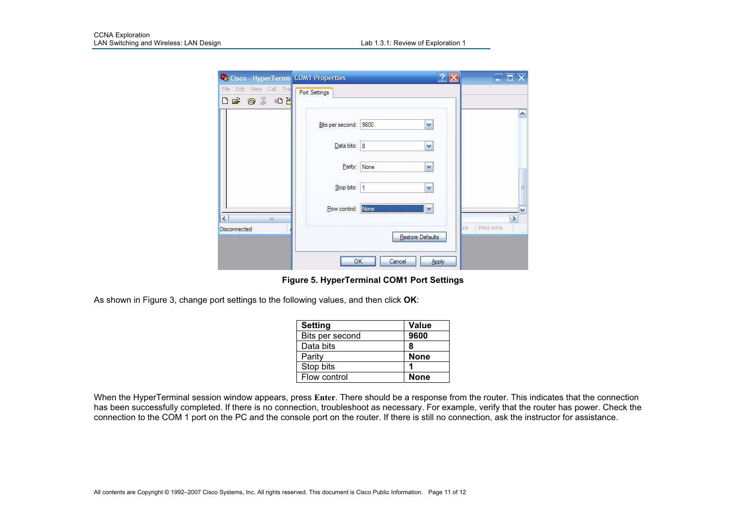**Figure 5. HyperTerminal COM1 Port Settings**

As shown in Figure 3, change port settings to the following values, and then click **OK**:

| Setting | Value |
|---|---|
| Bits per second | **9600** |
| Data bits | **8** |
| Parity | **None** |
| Stop bits | **1** |
| Flow control | **None** |

When the HyperTerminal session window appears, press **Enter**. There should be a response from the router. This indicates that the connection has been successfully completed. If there is no connection, troubleshoot as necessary. For example, verify that the router has power. Check the connection to the COM 1 port on the PC and the console port on the router. If there is still no connection, ask the instructor for assistance.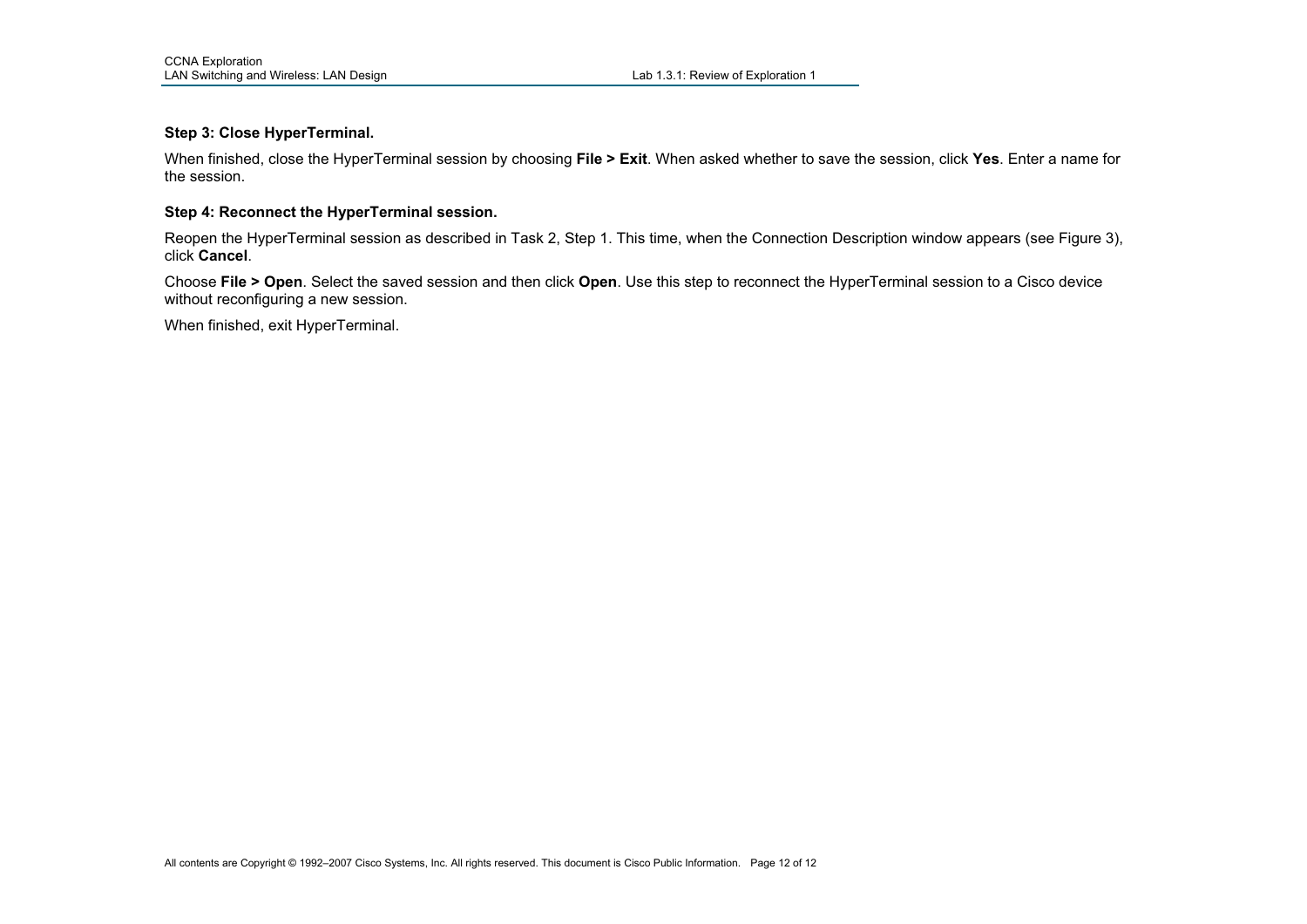**Step 3: Close HyperTerminal.**

When finished, close the HyperTerminal session by choosing **File > Exit**. When asked whether to save the session, click **Yes**. Enter a name for the session.

**Step 4: Reconnect the HyperTerminal session.**

Reopen the HyperTerminal session as described in Task 2, Step 1. This time, when the Connection Description window appears (see Figure 3), click **Cancel**.

Choose **File > Open**. Select the saved session and then click **Open**. Use this step to reconnect the HyperTerminal session to a Cisco device without reconfiguring a new session.

When finished, exit HyperTerminal.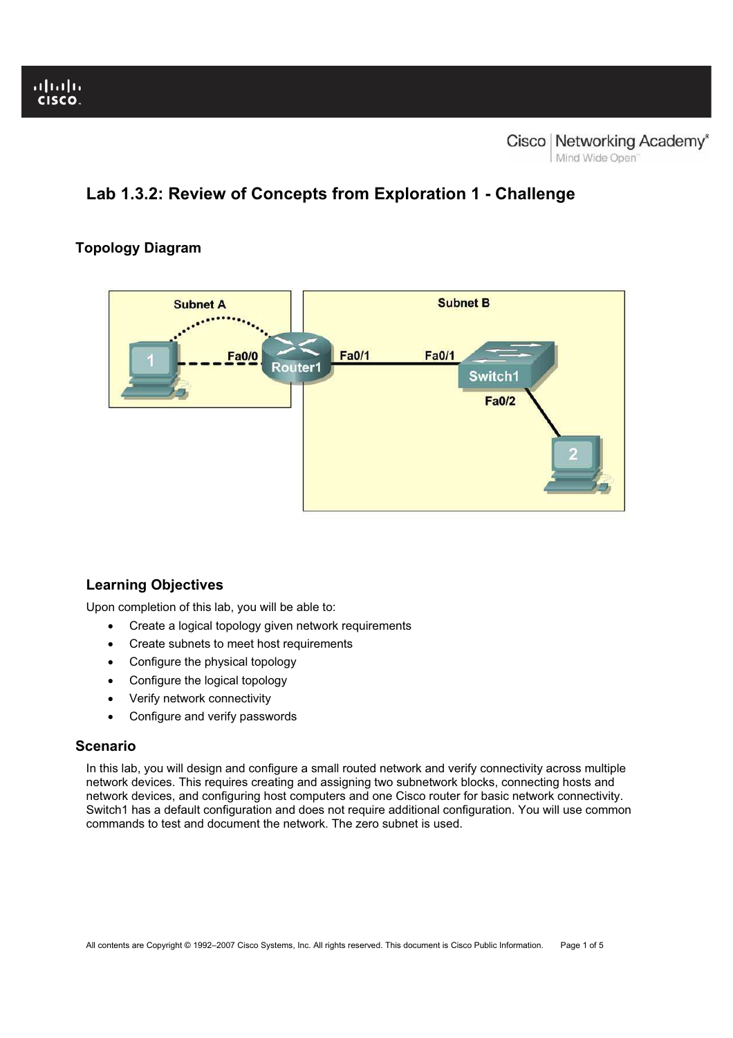# Lab 1.3.2: Review of Concepts from Exploration 1 - Challenge

## Topology Diagram

### Learning Objectives

Upon completion of this lab, you will be able to:

- Create a logical topology given network requirements
- Create subnets to meet host requirements
- Configure the physical topology
- Configure the logical topology
- Verify network connectivity
- Configure and verify passwords

## Scenario

In this lab, you will design and configure a small routed network and verify connectivity across multiple network devices. This requires creating and assigning two subnetwork blocks, connecting hosts and network devices, and configuring host computers and one Cisco router for basic network connectivity. Switch1 has a default configuration and does not require additional configuration. You will use common commands to test and document the network. The zero subnet is used.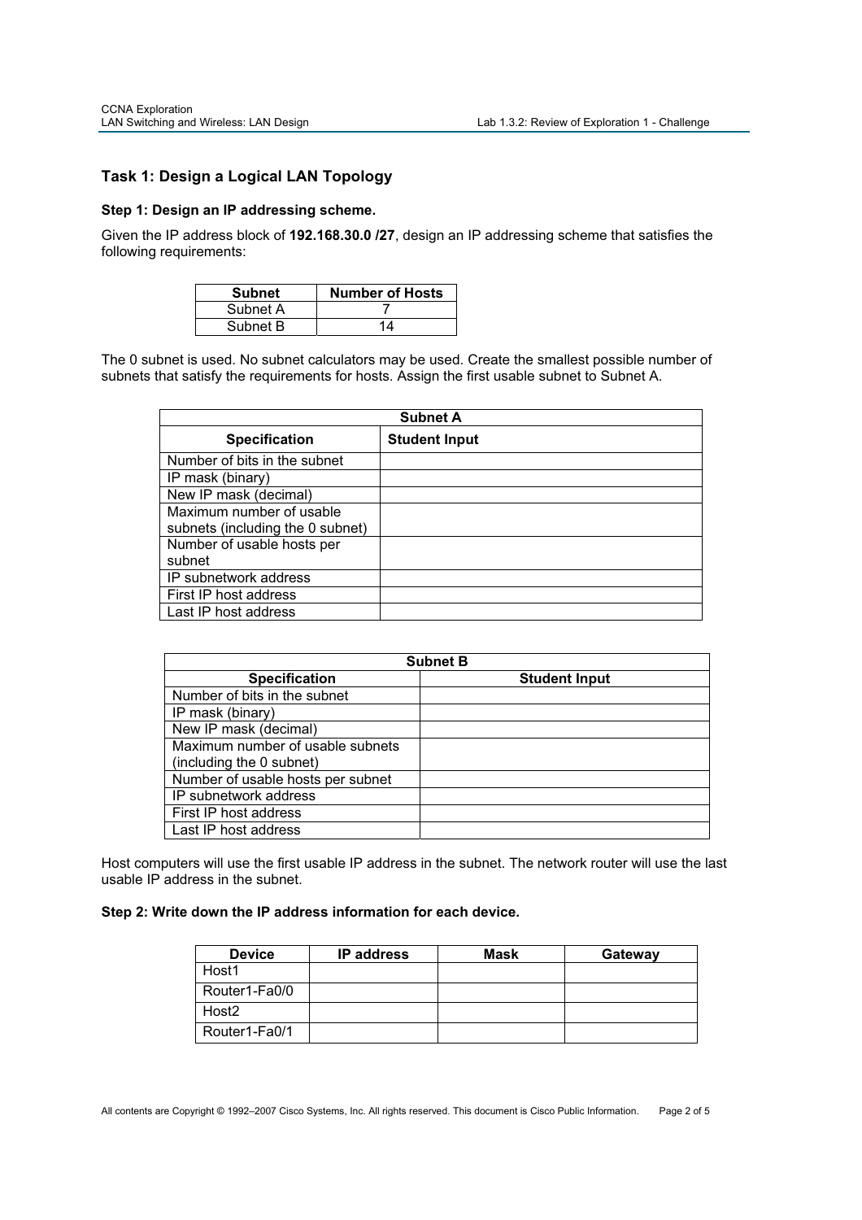## Task 1: Design a Logical LAN Topology

### Step 1: Design an IP addressing scheme.

Given the IP address block of **192.168.30.0 /27**, design an IP addressing scheme that satisfies the following requirements:

| Subnet | Number of Hosts |
|---|---|
| Subnet A | 7 |
| Subnet B | 14 |

The 0 subnet is used. No subnet calculators may be used. Create the smallest possible number of subnets that satisfy the requirements for hosts. Assign the first usable subnet to Subnet A.

| Subnet A | |
|---|---|
| **Specification** | **Student Input** |
| Number of bits in the subnet | |
| IP mask (binary) | |
| New IP mask (decimal) | |
| Maximum number of usable subnets (including the 0 subnet) | |
| Number of usable hosts per subnet | |
| IP subnetwork address | |
| First IP host address | |
| Last IP host address | |

| Subnet B | |
|---|---|
| **Specification** | **Student Input** |
| Number of bits in the subnet | |
| IP mask (binary) | |
| New IP mask (decimal) | |
| Maximum number of usable subnets (including the 0 subnet) | |
| Number of usable hosts per subnet | |
| IP subnetwork address | |
| First IP host address | |
| Last IP host address | |

Host computers will use the first usable IP address in the subnet. The network router will use the last usable IP address in the subnet.

### Step 2: Write down the IP address information for each device.

| Device | IP address | Mask | Gateway |
|---|---|---|---|
| Host1 | | | |
| Router1-Fa0/0 | | | |
| Host2 | | | |
| Router1-Fa0/1 | | | |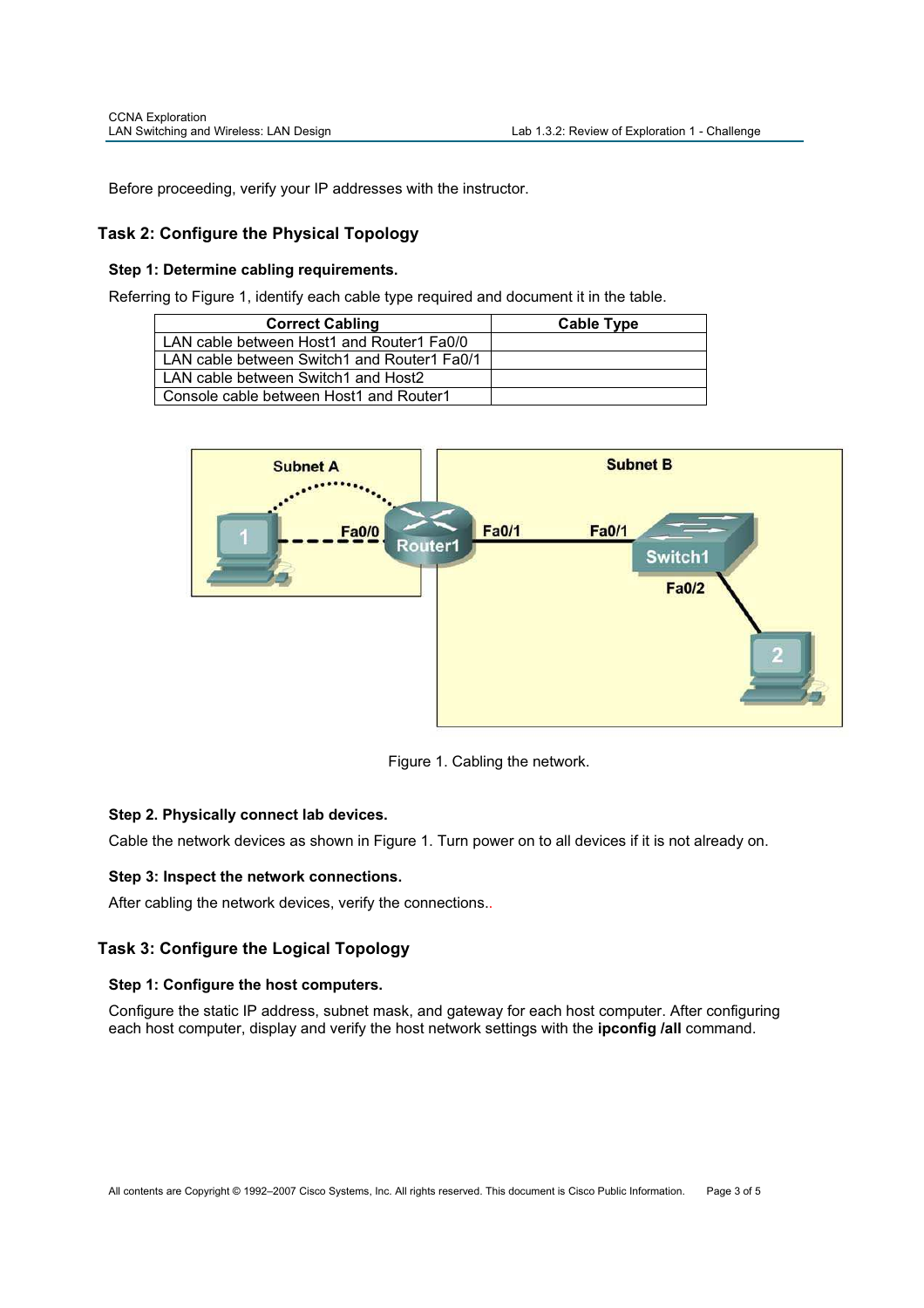Before proceeding, verify your IP addresses with the instructor.

## Task 2: Configure the Physical Topology

### Step 1: Determine cabling requirements.

Referring to Figure 1, identify each cable type required and document it in the table.

| Correct Cabling | Cable Type |
|---|---|
| LAN cable between Host1 and Router1 Fa0/0 | |
| LAN cable between Switch1 and Router1 Fa0/1 | |
| LAN cable between Switch1 and Host2 | |
| Console cable between Host1 and Router1 | |

Figure 1. Cabling the network.

### Step 2. Physically connect lab devices.

Cable the network devices as shown in Figure 1. Turn power on to all devices if it is not already on.

### Step 3: Inspect the network connections.

After cabling the network devices, verify the connections..

## Task 3: Configure the Logical Topology

### Step 1: Configure the host computers.

Configure the static IP address, subnet mask, and gateway for each host computer. After configuring each host computer, display and verify the host network settings with the **ipconfig /all** command.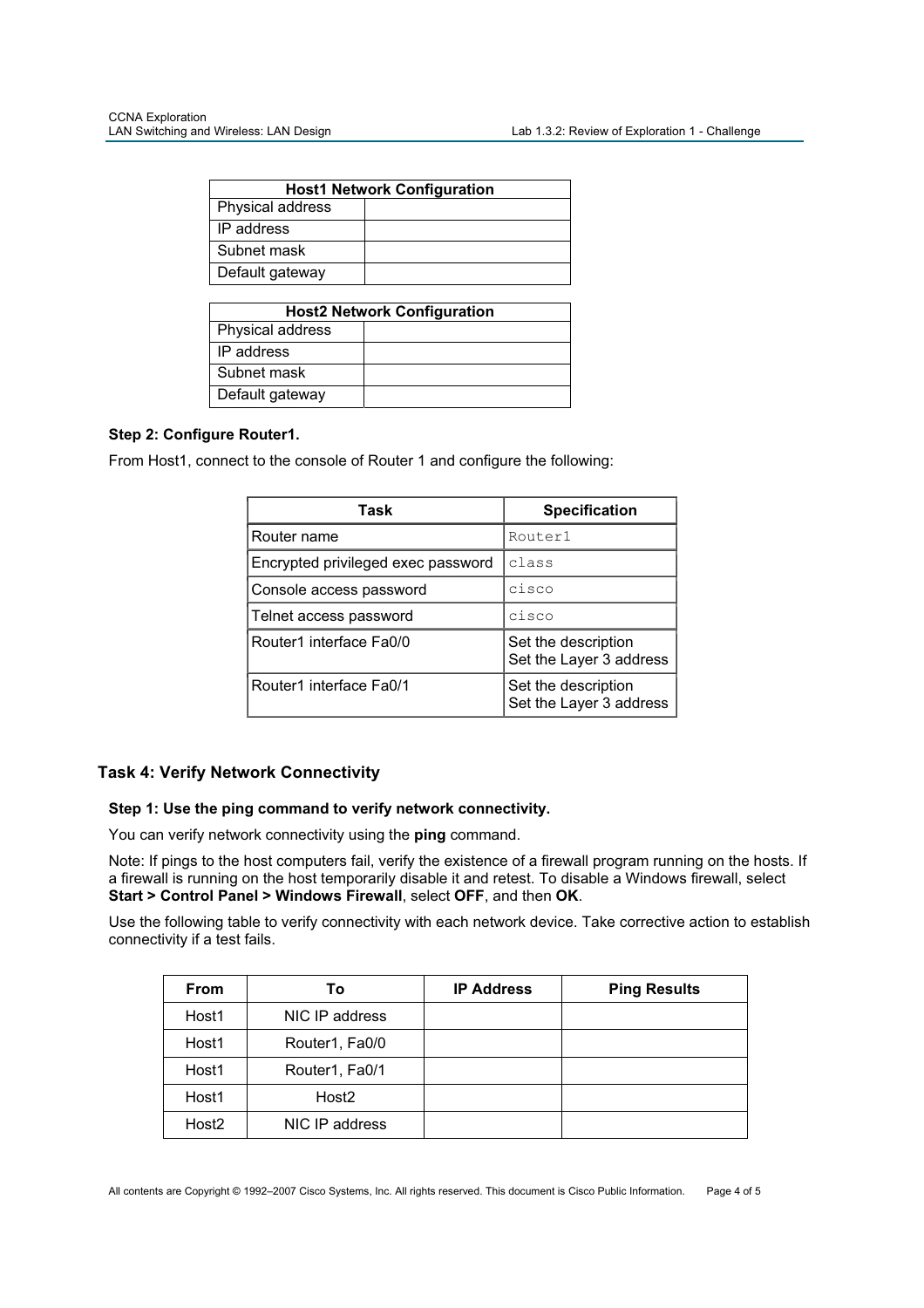| Host1 Network Configuration | |
|---|---|
| Physical address | |
| IP address | |
| Subnet mask | |
| Default gateway | |

| Host2 Network Configuration | |
|---|---|
| Physical address | |
| IP address | |
| Subnet mask | |
| Default gateway | |

**Step 2: Configure Router1.**

From Host1, connect to the console of Router 1 and configure the following:

| Task | Specification |
|---|---|
| Router name | `Router1` |
| Encrypted privileged exec password | `class` |
| Console access password | `cisco` |
| Telnet access password | `cisco` |
| Router1 interface Fa0/0 | Set the description<br>Set the Layer 3 address |
| Router1 interface Fa0/1 | Set the description<br>Set the Layer 3 address |

## Task 4: Verify Network Connectivity

**Step 1: Use the ping command to verify network connectivity.**

You can verify network connectivity using the **ping** command.

Note: If pings to the host computers fail, verify the existence of a firewall program running on the hosts. If a firewall is running on the host temporarily disable it and retest. To disable a Windows firewall, select **Start > Control Panel > Windows Firewall**, select **OFF**, and then **OK**.

Use the following table to verify connectivity with each network device. Take corrective action to establish connectivity if a test fails.

| From | To | IP Address | Ping Results |
|---|---|---|---|
| Host1 | NIC IP address | | |
| Host1 | Router1, Fa0/0 | | |
| Host1 | Router1, Fa0/1 | | |
| Host1 | Host2 | | |
| Host2 | NIC IP address | | |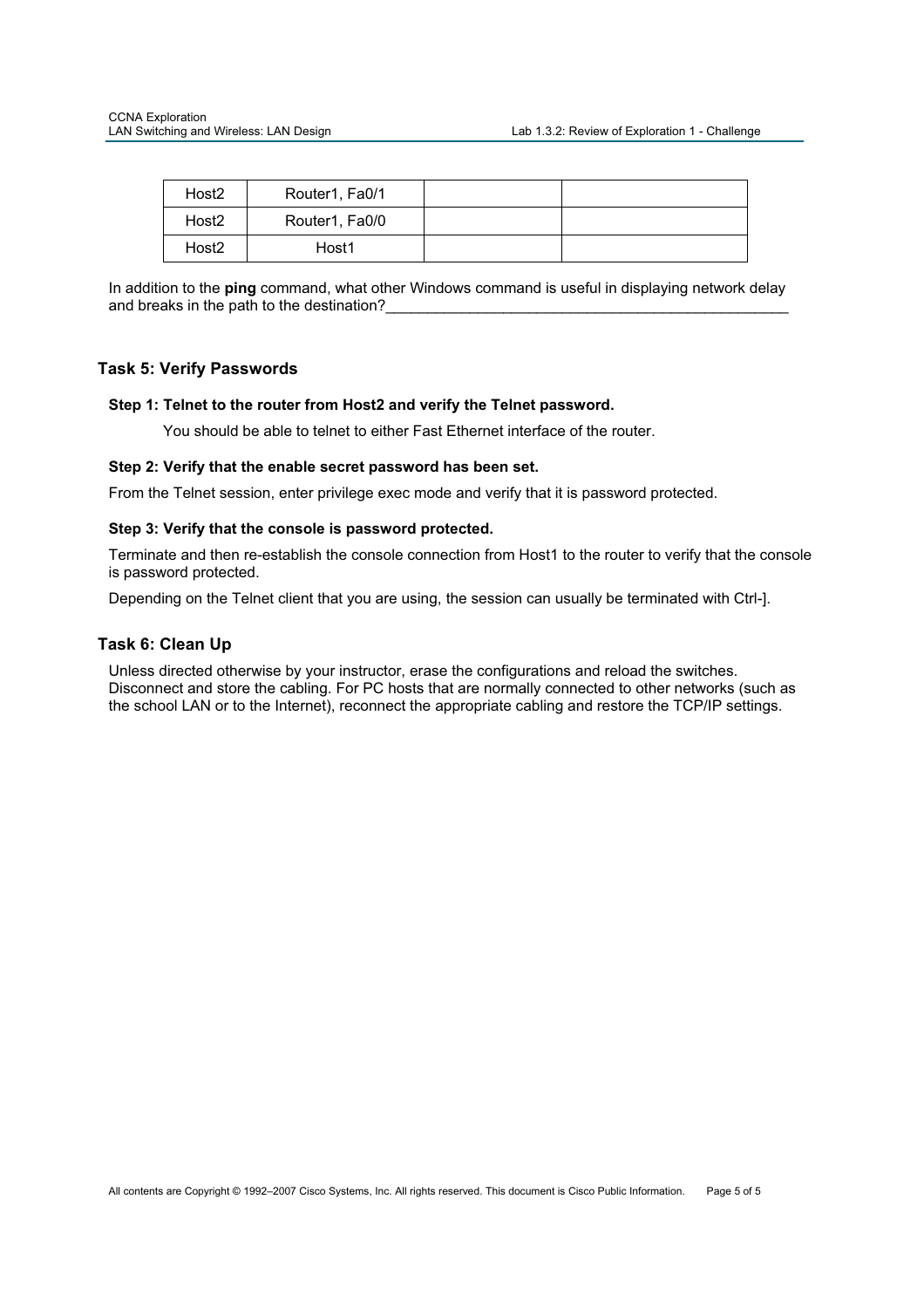| Host2 | Router1, Fa0/1 | | |
|---|---|---|---|
| Host2 | Router1, Fa0/0 | | |
| Host2 | Host1 | | |

In addition to the **ping** command, what other Windows command is useful in displaying network delay and breaks in the path to the destination?_______________________________________________

## Task 5: Verify Passwords

### Step 1: Telnet to the router from Host2 and verify the Telnet password.

You should be able to telnet to either Fast Ethernet interface of the router.

### Step 2: Verify that the enable secret password has been set.

From the Telnet session, enter privilege exec mode and verify that it is password protected.

### Step 3: Verify that the console is password protected.

Terminate and then re-establish the console connection from Host1 to the router to verify that the console is password protected.

Depending on the Telnet client that you are using, the session can usually be terminated with Ctrl-].

## Task 6: Clean Up

Unless directed otherwise by your instructor, erase the configurations and reload the switches. Disconnect and store the cabling. For PC hosts that are normally connected to other networks (such as the school LAN or to the Internet), reconnect the appropriate cabling and restore the TCP/IP settings.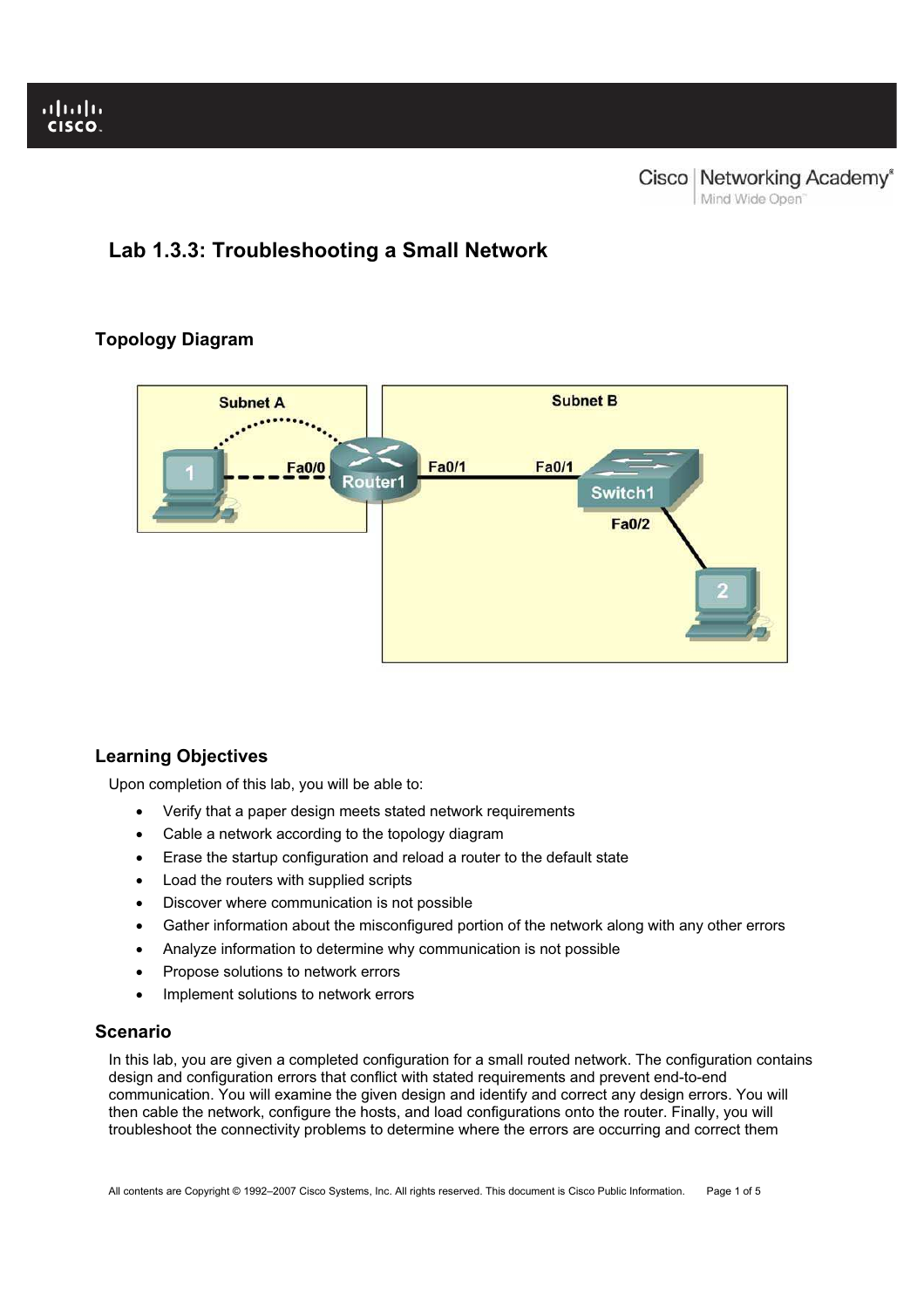# Lab 1.3.3: Troubleshooting a Small Network

## Topology Diagram

## Learning Objectives

Upon completion of this lab, you will be able to:

- Verify that a paper design meets stated network requirements
- Cable a network according to the topology diagram
- Erase the startup configuration and reload a router to the default state
- Load the routers with supplied scripts
- Discover where communication is not possible
- Gather information about the misconfigured portion of the network along with any other errors
- Analyze information to determine why communication is not possible
- Propose solutions to network errors
- Implement solutions to network errors

## Scenario

In this lab, you are given a completed configuration for a small routed network. The configuration contains design and configuration errors that conflict with stated requirements and prevent end-to-end communication. You will examine the given design and identify and correct any design errors. You will then cable the network, configure the hosts, and load configurations onto the router. Finally, you will troubleshoot the connectivity problems to determine where the errors are occurring and correct them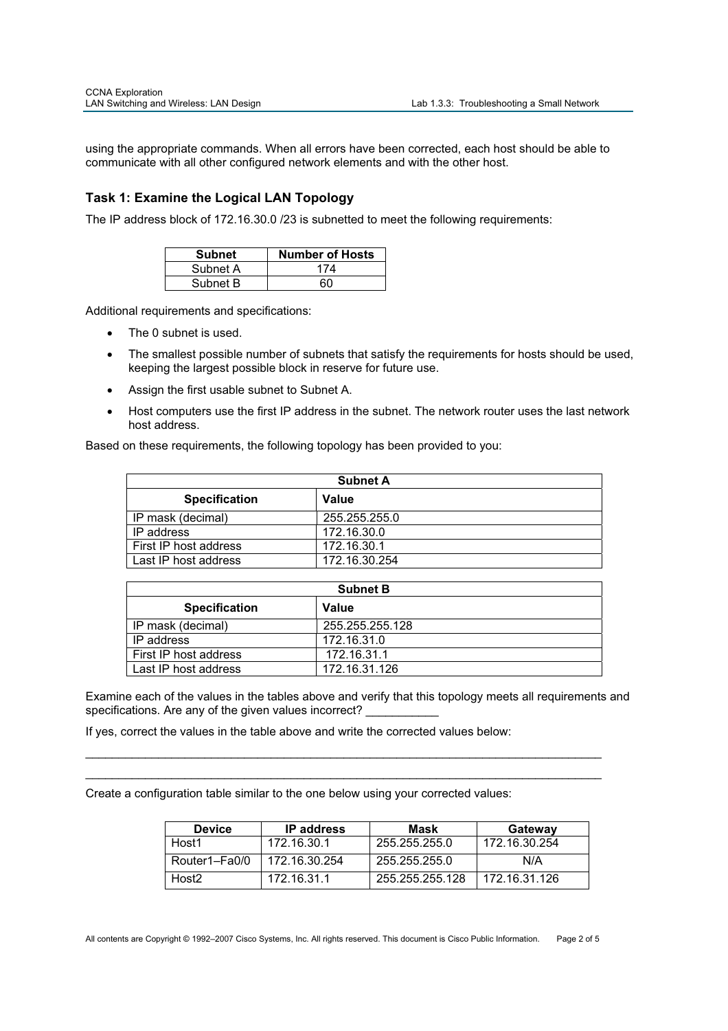using the appropriate commands. When all errors have been corrected, each host should be able to communicate with all other configured network elements and with the other host.

## Task 1: Examine the Logical LAN Topology

The IP address block of 172.16.30.0 /23 is subnetted to meet the following requirements:

| Subnet | Number of Hosts |
|---|---|
| Subnet A | 174 |
| Subnet B | 60 |

Additional requirements and specifications:

- The 0 subnet is used.
- The smallest possible number of subnets that satisfy the requirements for hosts should be used, keeping the largest possible block in reserve for future use.
- Assign the first usable subnet to Subnet A.
- Host computers use the first IP address in the subnet. The network router uses the last network host address.

Based on these requirements, the following topology has been provided to you:

| Subnet A | |
|---|---|
| **Specification** | **Value** |
| IP mask (decimal) | 255.255.255.0 |
| IP address | 172.16.30.0 |
| First IP host address | 172.16.30.1 |
| Last IP host address | 172.16.30.254 |

| Subnet B | |
|---|---|
| **Specification** | **Value** |
| IP mask (decimal) | 255.255.255.128 |
| IP address | 172.16.31.0 |
| First IP host address | 172.16.31.1 |
| Last IP host address | 172.16.31.126 |

Examine each of the values in the tables above and verify that this topology meets all requirements and specifications. Are any of the given values incorrect? ___________

If yes, correct the values in the table above and write the corrected values below:

________________________________________________________________________________

________________________________________________________________________________

Create a configuration table similar to the one below using your corrected values:

| Device | IP address | Mask | Gateway |
|---|---|---|---|
| Host1 | 172.16.30.1 | 255.255.255.0 | 172.16.30.254 |
| Router1–Fa0/0 | 172.16.30.254 | 255.255.255.0 | N/A |
| Host2 | 172.16.31.1 | 255.255.255.128 | 172.16.31.126 |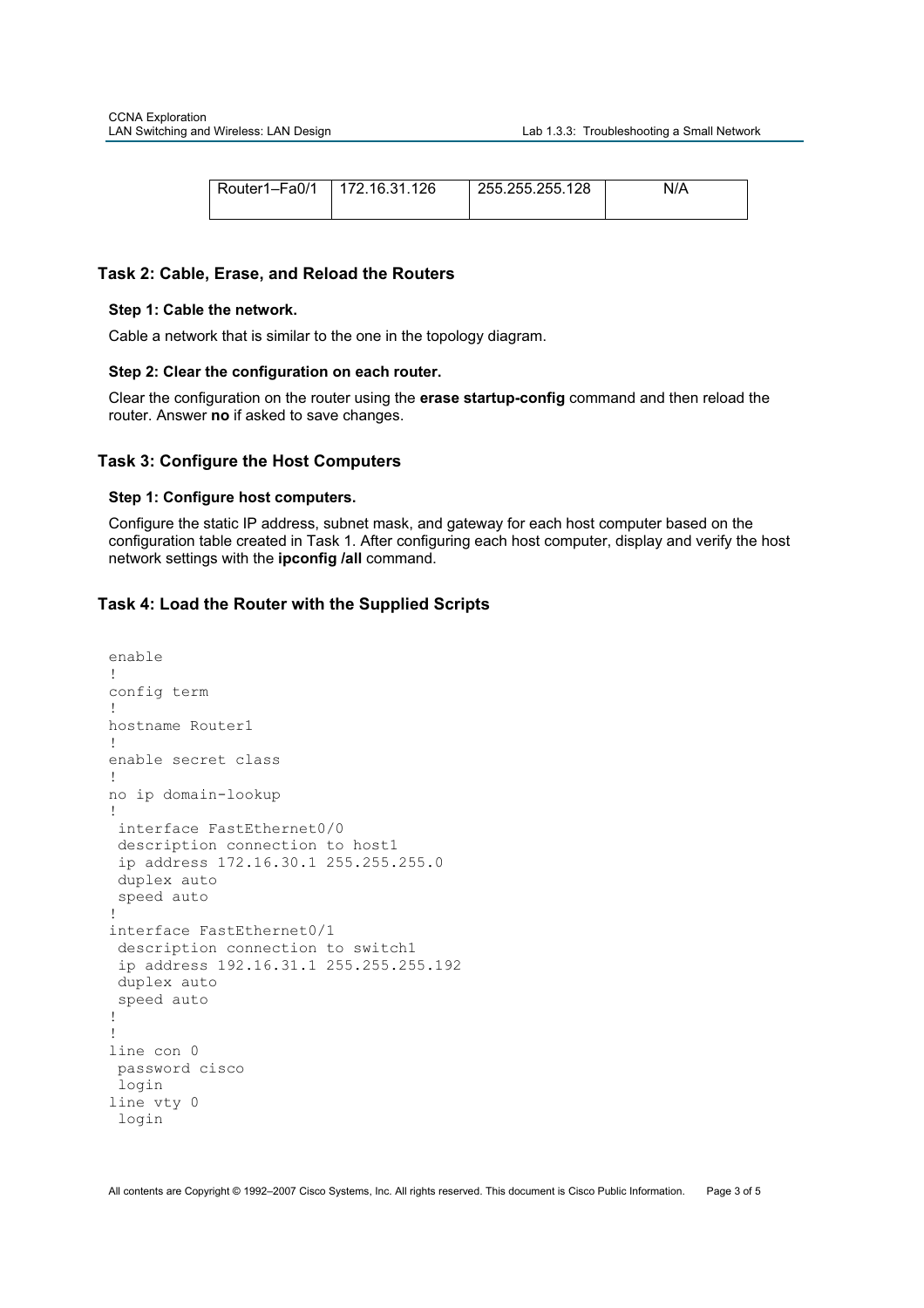| Router1–Fa0/1 | 172.16.31.126 | 255.255.255.128 | N/A |
|---|---|---|---|

## Task 2: Cable, Erase, and Reload the Routers

### Step 1: Cable the network.

Cable a network that is similar to the one in the topology diagram.

### Step 2: Clear the configuration on each router.

Clear the configuration on the router using the **erase startup-config** command and then reload the router. Answer **no** if asked to save changes.

## Task 3: Configure the Host Computers

### Step 1: Configure host computers.

Configure the static IP address, subnet mask, and gateway for each host computer based on the configuration table created in Task 1. After configuring each host computer, display and verify the host network settings with the **ipconfig /all** command.

## Task 4: Load the Router with the Supplied Scripts

```
enable
!
config term
!
hostname Router1
!
enable secret class
!
no ip domain-lookup
!
 interface FastEthernet0/0
 description connection to host1
 ip address 172.16.30.1 255.255.255.0
 duplex auto
 speed auto
!
interface FastEthernet0/1
 description connection to switch1
 ip address 192.16.31.1 255.255.255.192
 duplex auto
 speed auto
!
!
line con 0
 password cisco
 login
line vty 0
 login
```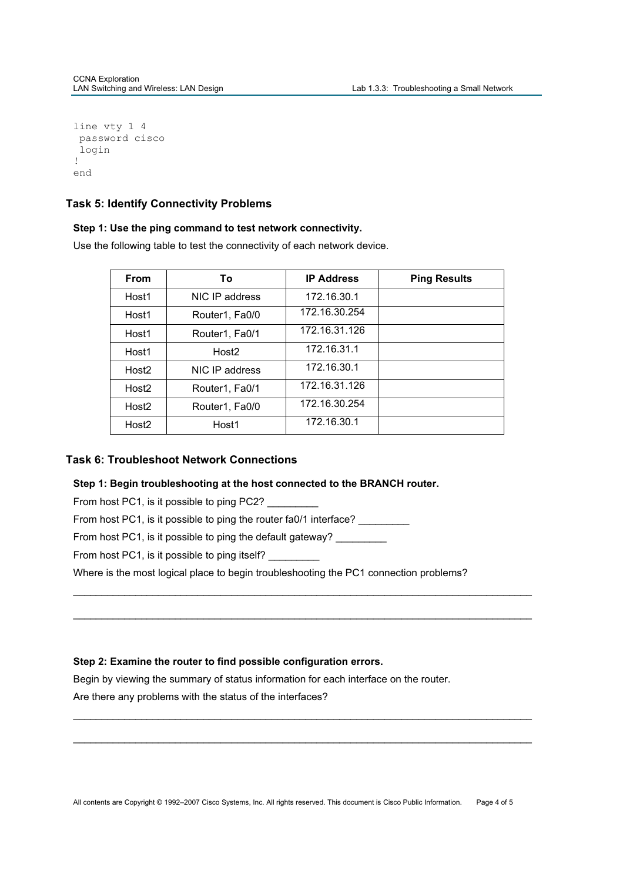```
line vty 1 4
 password cisco
 login
!
end
```

## Task 5: Identify Connectivity Problems

### Step 1: Use the ping command to test network connectivity.

Use the following table to test the connectivity of each network device.

| From | To | IP Address | Ping Results |
|---|---|---|---|
| Host1 | NIC IP address | 172.16.30.1 | |
| Host1 | Router1, Fa0/0 | 172.16.30.254 | |
| Host1 | Router1, Fa0/1 | 172.16.31.126 | |
| Host1 | Host2 | 172.16.31.1 | |
| Host2 | NIC IP address | 172.16.30.1 | |
| Host2 | Router1, Fa0/1 | 172.16.31.126 | |
| Host2 | Router1, Fa0/0 | 172.16.30.254 | |
| Host2 | Host1 | 172.16.30.1 | |

## Task 6: Troubleshoot Network Connections

### Step 1: Begin troubleshooting at the host connected to the BRANCH router.

From host PC1, is it possible to ping PC2? _________

From host PC1, is it possible to ping the router fa0/1 interface? _________

From host PC1, is it possible to ping the default gateway? _________

From host PC1, is it possible to ping itself? _________

Where is the most logical place to begin troubleshooting the PC1 connection problems?

____________________________________________________________________________________

____________________________________________________________________________________

### Step 2: Examine the router to find possible configuration errors.

Begin by viewing the summary of status information for each interface on the router.

Are there any problems with the status of the interfaces?

____________________________________________________________________________________

____________________________________________________________________________________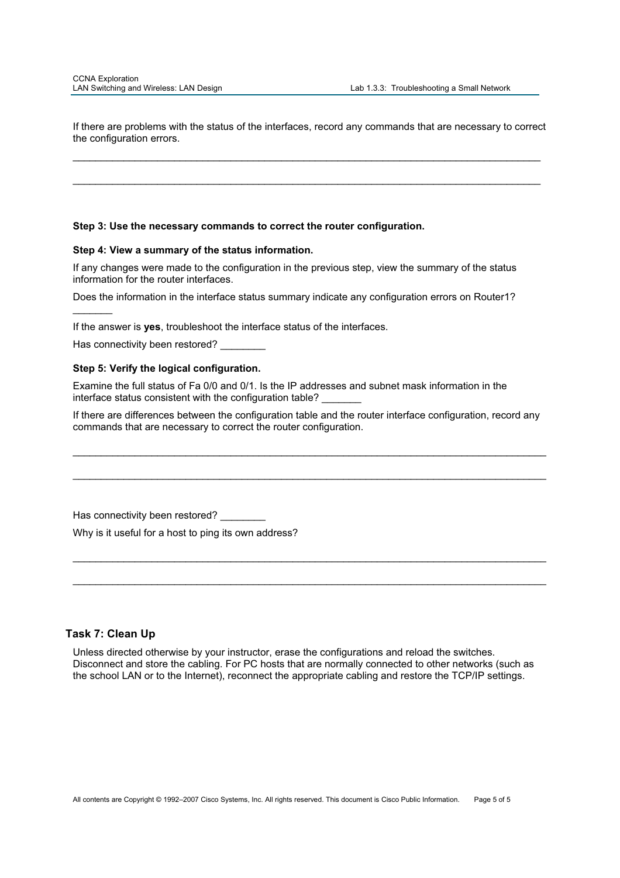If there are problems with the status of the interfaces, record any commands that are necessary to correct the configuration errors.

____________________________________________________________________________________

____________________________________________________________________________________

**Step 3: Use the necessary commands to correct the router configuration.**

**Step 4: View a summary of the status information.**

If any changes were made to the configuration in the previous step, view the summary of the status information for the router interfaces.

Does the information in the interface status summary indicate any configuration errors on Router1? _______

If the answer is **yes**, troubleshoot the interface status of the interfaces.

Has connectivity been restored? ________

**Step 5: Verify the logical configuration.**

Examine the full status of Fa 0/0 and 0/1. Is the IP addresses and subnet mask information in the interface status consistent with the configuration table? _______

If there are differences between the configuration table and the router interface configuration, record any commands that are necessary to correct the router configuration.

____________________________________________________________________________________

____________________________________________________________________________________

Has connectivity been restored? ________

Why is it useful for a host to ping its own address?

____________________________________________________________________________________

____________________________________________________________________________________

## Task 7: Clean Up

Unless directed otherwise by your instructor, erase the configurations and reload the switches. Disconnect and store the cabling. For PC hosts that are normally connected to other networks (such as the school LAN or to the Internet), reconnect the appropriate cabling and restore the TCP/IP settings.